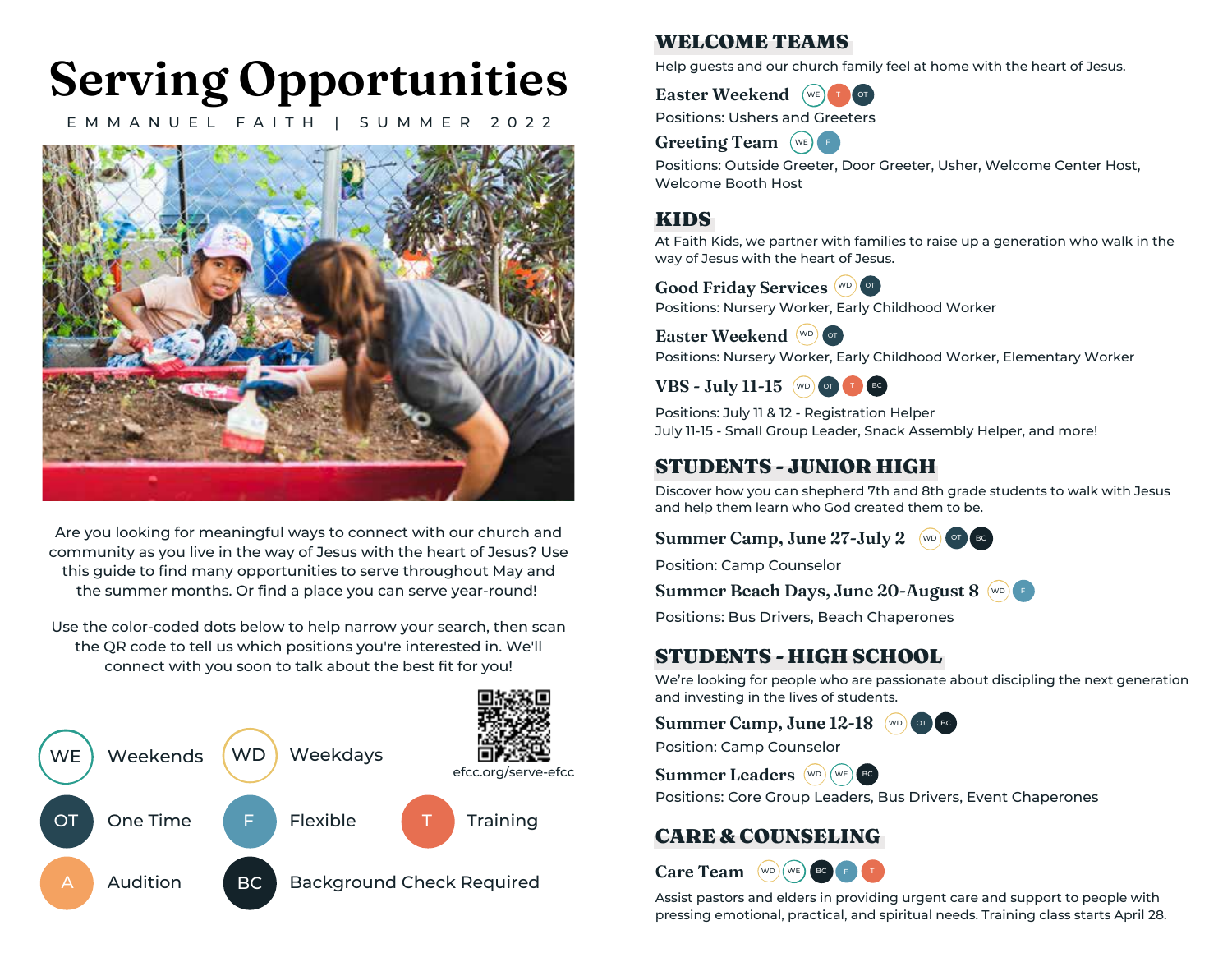# Serving Opportunities

EMMANUEL FAITH | SUMMER 2022

Are you looking for meaningful ways to connect with our church and community as you live in the way of Jesus with the heart of Jesus? Use this guide to find many opportunities to serve throughout May and the summer months. Or find a place you can serve year-round!

Use the color-coded dots below to help narrow your search, then scan the QR code to tell us which positions you're interested in. We'll connect with you soon to talk about the best fit for you!

efcc.org/serve-efcc

- WE — Weekends
- WD — Weekdays
- OT — One Time
- F — Flexible
- T — Training
- A — Audition
- BC — Background Check Required

## WELCOME TEAMS

Help guests and our church family feel at home with the heart of Jesus.

### Easter Weekend (WE) (T) (OT)

Positions: Ushers and Greeters

### Greeting Team (WE) (F)

Positions: Outside Greeter, Door Greeter, Usher, Welcome Center Host, Welcome Booth Host

## KIDS

At Faith Kids, we partner with families to raise up a generation who walk in the way of Jesus with the heart of Jesus.

### Good Friday Services (WD) (OT)

Positions: Nursery Worker, Early Childhood Worker

### Easter Weekend (WD) (OT)

Positions: Nursery Worker, Early Childhood Worker, Elementary Worker

### VBS - July 11-15 (WD) (OT) (T) (BC)

Positions: July 11 & 12 - Registration Helper
July 11-15 - Small Group Leader, Snack Assembly Helper, and more!

## STUDENTS - JUNIOR HIGH

Discover how you can shepherd 7th and 8th grade students to walk with Jesus and help them learn who God created them to be.

### Summer Camp, June 27-July 2 (WD) (OT) (BC)

Position: Camp Counselor

### Summer Beach Days, June 20-August 8 (WD) (F)

Positions: Bus Drivers, Beach Chaperones

## STUDENTS - HIGH SCHOOL

We're looking for people who are passionate about discipling the next generation and investing in the lives of students.

### Summer Camp, June 12-18 (WD) (OT) (BC)

Position: Camp Counselor

### Summer Leaders (WD) (WE) (BC)

Positions: Core Group Leaders, Bus Drivers, Event Chaperones

## CARE & COUNSELING

### Care Team (WD) (WE) (BC) (F) (T)

Assist pastors and elders in providing urgent care and support to people with pressing emotional, practical, and spiritual needs. Training class starts April 28.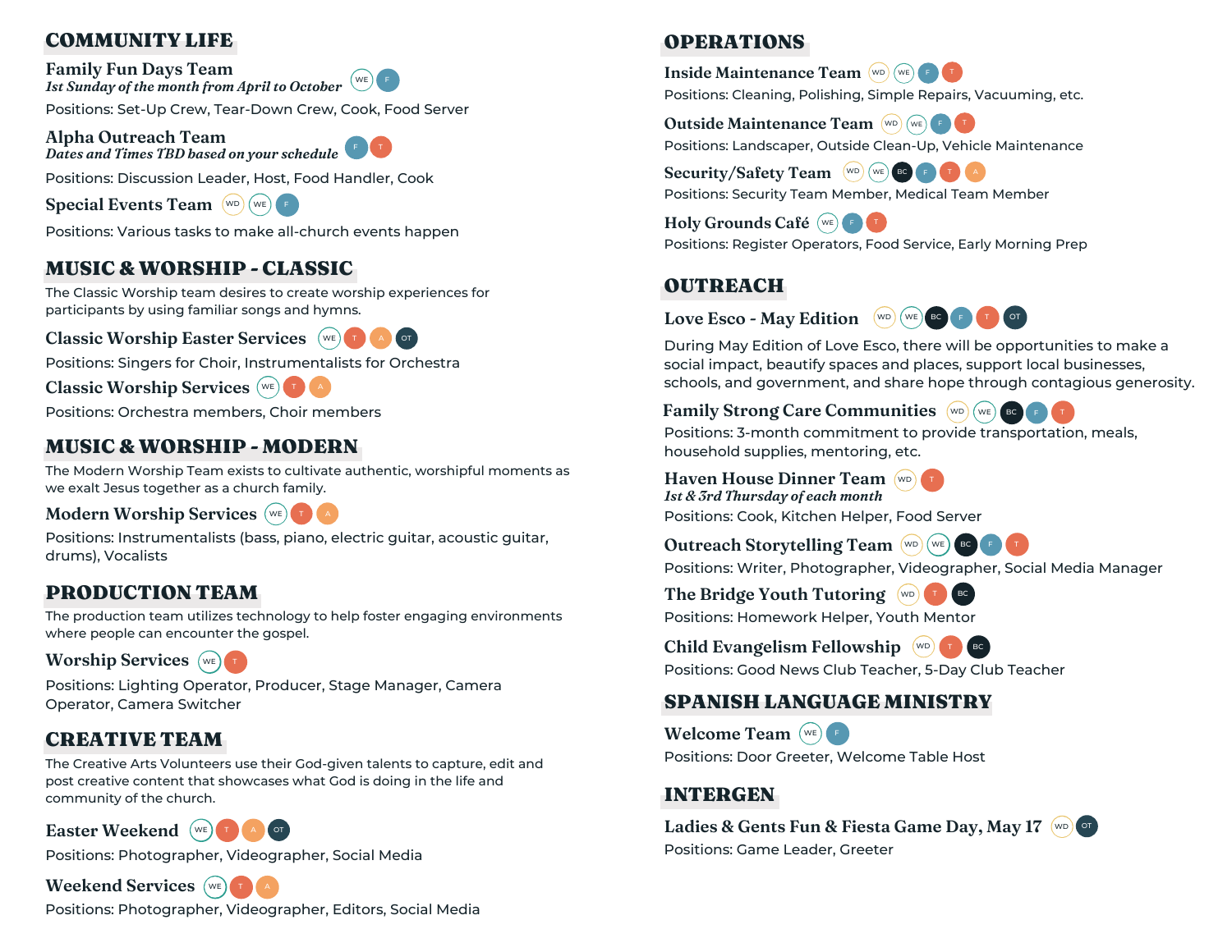## COMMUNITY LIFE

### Family Fun Days Team
*1st Sunday of the month from April to October* WE F

Positions: Set-Up Crew, Tear-Down Crew, Cook, Food Server

### Alpha Outreach Team
*Dates and Times TBD based on your schedule* F T

Positions: Discussion Leader, Host, Food Handler, Cook

### Special Events Team WD WE F

Positions: Various tasks to make all-church events happen

## MUSIC & WORSHIP - CLASSIC

The Classic Worship team desires to create worship experiences for participants by using familiar songs and hymns.

### Classic Worship Easter Services WE T A OT

Positions: Singers for Choir, Instrumentalists for Orchestra

### Classic Worship Services WE T A

Positions: Orchestra members, Choir members

## MUSIC & WORSHIP - MODERN

The Modern Worship Team exists to cultivate authentic, worshipful moments as we exalt Jesus together as a church family.

### Modern Worship Services WE T A

Positions: Instrumentalists (bass, piano, electric guitar, acoustic guitar, drums), Vocalists

## PRODUCTION TEAM

The production team utilizes technology to help foster engaging environments where people can encounter the gospel.

### Worship Services WE T

Positions: Lighting Operator, Producer, Stage Manager, Camera Operator, Camera Switcher

## CREATIVE TEAM

The Creative Arts Volunteers use their God-given talents to capture, edit and post creative content that showcases what God is doing in the life and community of the church.

### Easter Weekend WE T A OT

Positions: Photographer, Videographer, Social Media

### Weekend Services WE T A

Positions: Photographer, Videographer, Editors, Social Media

## OPERATIONS

### Inside Maintenance Team WD WE F T

Positions: Cleaning, Polishing, Simple Repairs, Vacuuming, etc.

### Outside Maintenance Team WD WE F T

Positions: Landscaper, Outside Clean-Up, Vehicle Maintenance

### Security/Safety Team WD WE BC F T A

Positions: Security Team Member, Medical Team Member

### Holy Grounds Café WE F T

Positions: Register Operators, Food Service, Early Morning Prep

## OUTREACH

### Love Esco - May Edition WD WE BC F T OT

During May Edition of Love Esco, there will be opportunities to make a social impact, beautify spaces and places, support local businesses, schools, and government, and share hope through contagious generosity.

### Family Strong Care Communities WD WE BC F T

Positions: 3-month commitment to provide transportation, meals, household supplies, mentoring, etc.

### Haven House Dinner Team WD T
*1st & 3rd Thursday of each month*

Positions: Cook, Kitchen Helper, Food Server

### Outreach Storytelling Team WD WE BC F T

Positions: Writer, Photographer, Videographer, Social Media Manager

### The Bridge Youth Tutoring WD T BC

Positions: Homework Helper, Youth Mentor

### Child Evangelism Fellowship WD T BC

Positions: Good News Club Teacher, 5-Day Club Teacher

## SPANISH LANGUAGE MINISTRY

### Welcome Team WE F

Positions: Door Greeter, Welcome Table Host

## INTERGEN

### Ladies & Gents Fun & Fiesta Game Day, May 17 WD OT

Positions: Game Leader, Greeter